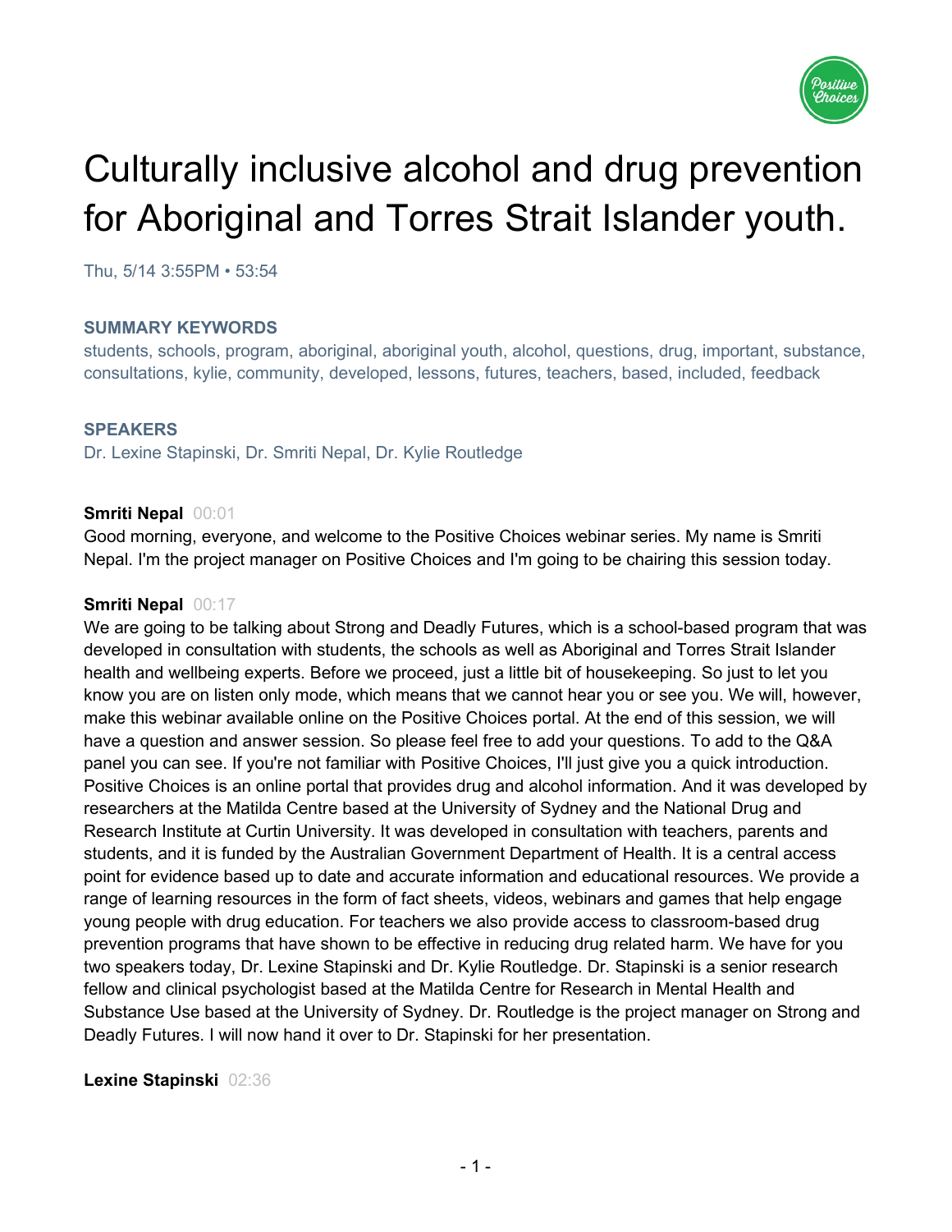# Culturally inclusive alcohol and drug prevention for Aboriginal and Torres Strait Islander youth.

Thu, 5/14 3:55PM • 53:54

### SUMMARY KEYWORDS

students, schools, program, aboriginal, aboriginal youth, alcohol, questions, drug, important, substance, consultations, kylie, community, developed, lessons, futures, teachers, based, included, feedback

### SPEAKERS

Dr. Lexine Stapinski, Dr. Smriti Nepal, Dr. Kylie Routledge

**Smriti Nepal** 00:01

Good morning, everyone, and welcome to the Positive Choices webinar series. My name is Smriti Nepal. I'm the project manager on Positive Choices and I'm going to be chairing this session today.

**Smriti Nepal** 00:17

We are going to be talking about Strong and Deadly Futures, which is a school-based program that was developed in consultation with students, the schools as well as Aboriginal and Torres Strait Islander health and wellbeing experts. Before we proceed, just a little bit of housekeeping. So just to let you know you are on listen only mode, which means that we cannot hear you or see you. We will, however, make this webinar available online on the Positive Choices portal. At the end of this session, we will have a question and answer session. So please feel free to add your questions. To add to the Q&A panel you can see. If you're not familiar with Positive Choices, I'll just give you a quick introduction. Positive Choices is an online portal that provides drug and alcohol information. And it was developed by researchers at the Matilda Centre based at the University of Sydney and the National Drug and Research Institute at Curtin University. It was developed in consultation with teachers, parents and students, and it is funded by the Australian Government Department of Health. It is a central access point for evidence based up to date and accurate information and educational resources. We provide a range of learning resources in the form of fact sheets, videos, webinars and games that help engage young people with drug education. For teachers we also provide access to classroom-based drug prevention programs that have shown to be effective in reducing drug related harm. We have for you two speakers today, Dr. Lexine Stapinski and Dr. Kylie Routledge. Dr. Stapinski is a senior research fellow and clinical psychologist based at the Matilda Centre for Research in Mental Health and Substance Use based at the University of Sydney. Dr. Routledge is the project manager on Strong and Deadly Futures. I will now hand it over to Dr. Stapinski for her presentation.

**Lexine Stapinski** 02:36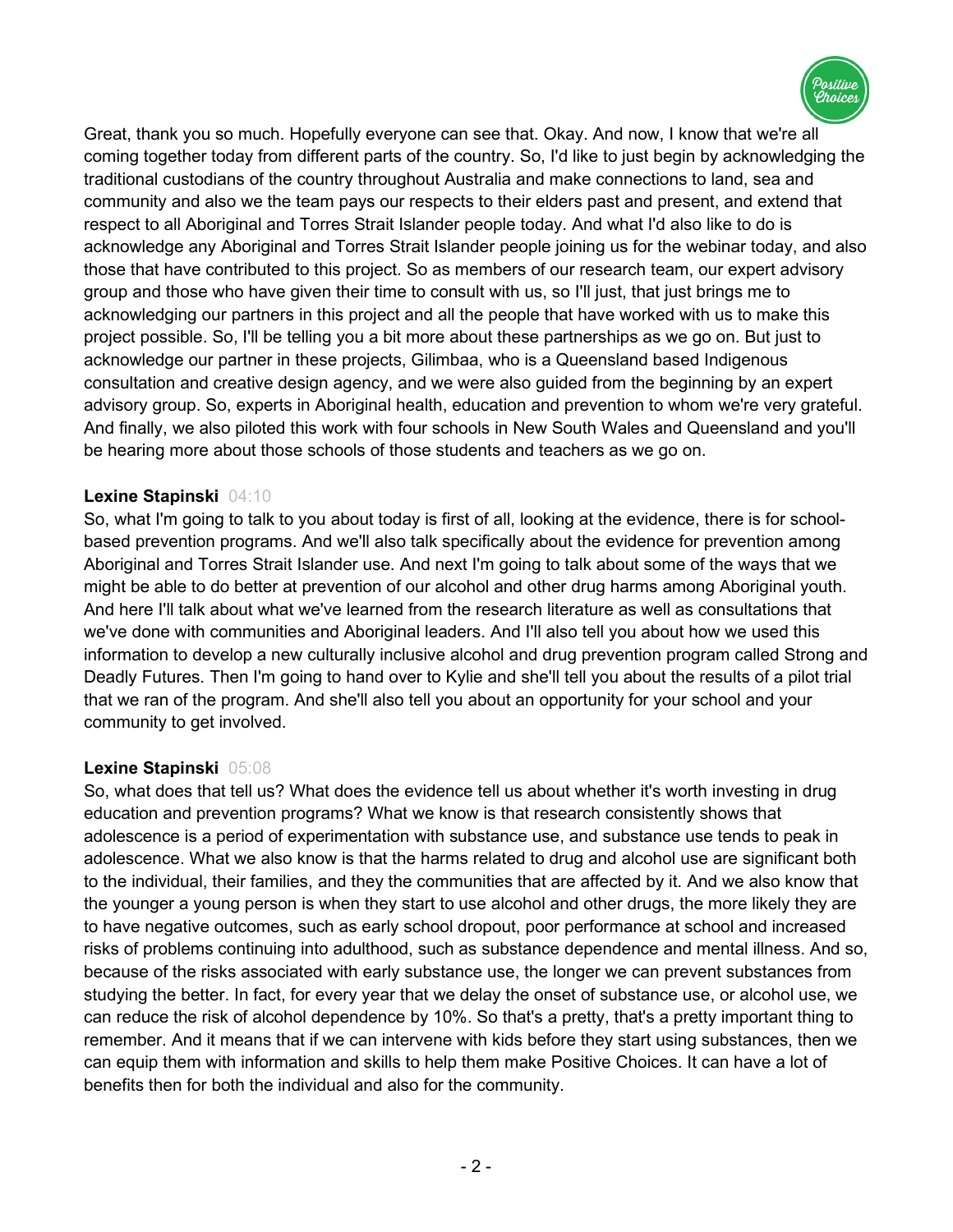Great, thank you so much. Hopefully everyone can see that. Okay. And now, I know that we're all coming together today from different parts of the country. So, I'd like to just begin by acknowledging the traditional custodians of the country throughout Australia and make connections to land, sea and community and also we the team pays our respects to their elders past and present, and extend that respect to all Aboriginal and Torres Strait Islander people today. And what I'd also like to do is acknowledge any Aboriginal and Torres Strait Islander people joining us for the webinar today, and also those that have contributed to this project. So as members of our research team, our expert advisory group and those who have given their time to consult with us, so I'll just, that just brings me to acknowledging our partners in this project and all the people that have worked with us to make this project possible. So, I'll be telling you a bit more about these partnerships as we go on. But just to acknowledge our partner in these projects, Gilimbaa, who is a Queensland based Indigenous consultation and creative design agency, and we were also guided from the beginning by an expert advisory group. So, experts in Aboriginal health, education and prevention to whom we're very grateful. And finally, we also piloted this work with four schools in New South Wales and Queensland and you'll be hearing more about those schools of those students and teachers as we go on.

**Lexine Stapinski** 04:10

So, what I'm going to talk to you about today is first of all, looking at the evidence, there is for school-based prevention programs. And we'll also talk specifically about the evidence for prevention among Aboriginal and Torres Strait Islander use. And next I'm going to talk about some of the ways that we might be able to do better at prevention of our alcohol and other drug harms among Aboriginal youth. And here I'll talk about what we've learned from the research literature as well as consultations that we've done with communities and Aboriginal leaders. And I'll also tell you about how we used this information to develop a new culturally inclusive alcohol and drug prevention program called Strong and Deadly Futures. Then I'm going to hand over to Kylie and she'll tell you about the results of a pilot trial that we ran of the program. And she'll also tell you about an opportunity for your school and your community to get involved.

**Lexine Stapinski** 05:08

So, what does that tell us? What does the evidence tell us about whether it's worth investing in drug education and prevention programs? What we know is that research consistently shows that adolescence is a period of experimentation with substance use, and substance use tends to peak in adolescence. What we also know is that the harms related to drug and alcohol use are significant both to the individual, their families, and they the communities that are affected by it. And we also know that the younger a young person is when they start to use alcohol and other drugs, the more likely they are to have negative outcomes, such as early school dropout, poor performance at school and increased risks of problems continuing into adulthood, such as substance dependence and mental illness. And so, because of the risks associated with early substance use, the longer we can prevent substances from studying the better. In fact, for every year that we delay the onset of substance use, or alcohol use, we can reduce the risk of alcohol dependence by 10%. So that's a pretty, that's a pretty important thing to remember. And it means that if we can intervene with kids before they start using substances, then we can equip them with information and skills to help them make Positive Choices. It can have a lot of benefits then for both the individual and also for the community.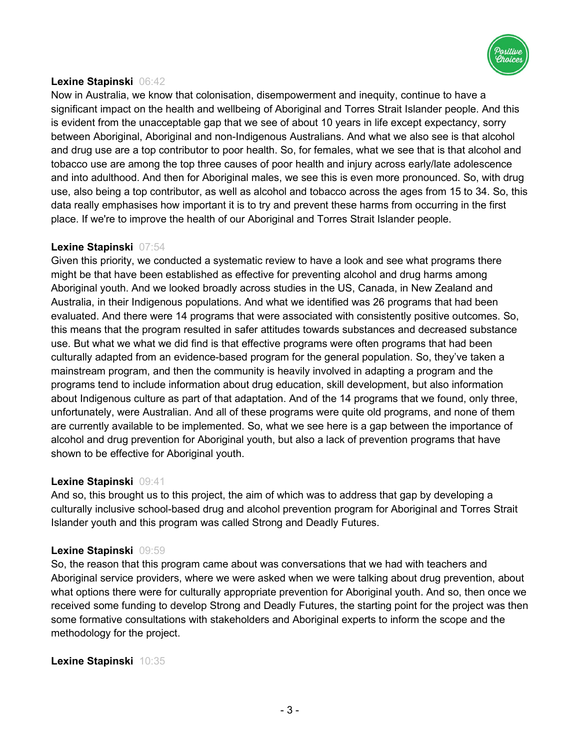**Lexine Stapinski** 06:42
Now in Australia, we know that colonisation, disempowerment and inequity, continue to have a significant impact on the health and wellbeing of Aboriginal and Torres Strait Islander people. And this is evident from the unacceptable gap that we see of about 10 years in life except expectancy, sorry between Aboriginal, Aboriginal and non-Indigenous Australians. And what we also see is that alcohol and drug use are a top contributor to poor health. So, for females, what we see that is that alcohol and tobacco use are among the top three causes of poor health and injury across early/late adolescence and into adulthood. And then for Aboriginal males, we see this is even more pronounced. So, with drug use, also being a top contributor, as well as alcohol and tobacco across the ages from 15 to 34. So, this data really emphasises how important it is to try and prevent these harms from occurring in the first place. If we're to improve the health of our Aboriginal and Torres Strait Islander people.

**Lexine Stapinski** 07:54
Given this priority, we conducted a systematic review to have a look and see what programs there might be that have been established as effective for preventing alcohol and drug harms among Aboriginal youth. And we looked broadly across studies in the US, Canada, in New Zealand and Australia, in their Indigenous populations. And what we identified was 26 programs that had been evaluated. And there were 14 programs that were associated with consistently positive outcomes. So, this means that the program resulted in safer attitudes towards substances and decreased substance use. But what we what we did find is that effective programs were often programs that had been culturally adapted from an evidence-based program for the general population. So, they've taken a mainstream program, and then the community is heavily involved in adapting a program and the programs tend to include information about drug education, skill development, but also information about Indigenous culture as part of that adaptation. And of the 14 programs that we found, only three, unfortunately, were Australian. And all of these programs were quite old programs, and none of them are currently available to be implemented. So, what we see here is a gap between the importance of alcohol and drug prevention for Aboriginal youth, but also a lack of prevention programs that have shown to be effective for Aboriginal youth.

**Lexine Stapinski** 09:41
And so, this brought us to this project, the aim of which was to address that gap by developing a culturally inclusive school-based drug and alcohol prevention program for Aboriginal and Torres Strait Islander youth and this program was called Strong and Deadly Futures.

**Lexine Stapinski** 09:59
So, the reason that this program came about was conversations that we had with teachers and Aboriginal service providers, where we were asked when we were talking about drug prevention, about what options there were for culturally appropriate prevention for Aboriginal youth. And so, then once we received some funding to develop Strong and Deadly Futures, the starting point for the project was then some formative consultations with stakeholders and Aboriginal experts to inform the scope and the methodology for the project.

**Lexine Stapinski** 10:35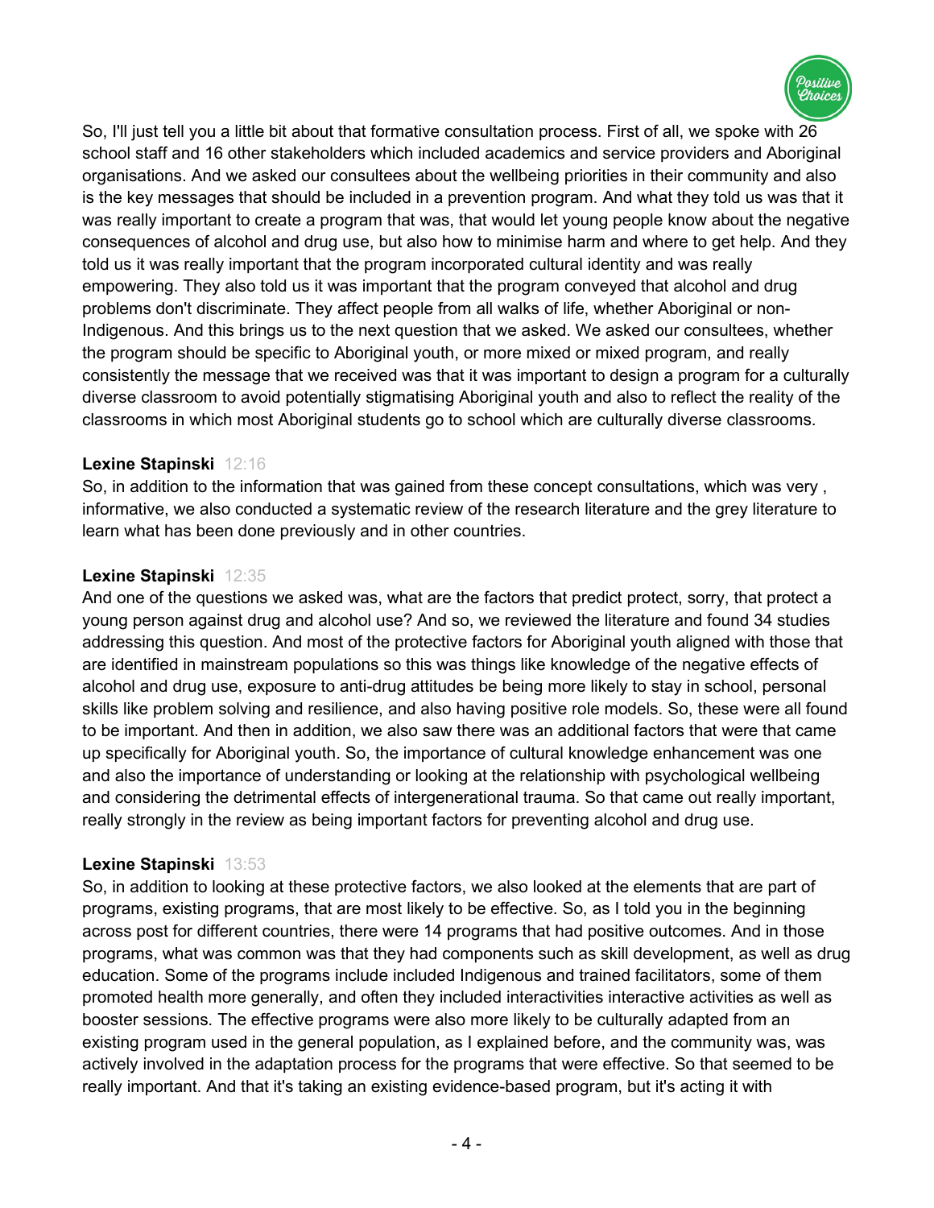So, I'll just tell you a little bit about that formative consultation process. First of all, we spoke with 26 school staff and 16 other stakeholders which included academics and service providers and Aboriginal organisations. And we asked our consultees about the wellbeing priorities in their community and also is the key messages that should be included in a prevention program. And what they told us was that it was really important to create a program that was, that would let young people know about the negative consequences of alcohol and drug use, but also how to minimise harm and where to get help. And they told us it was really important that the program incorporated cultural identity and was really empowering. They also told us it was important that the program conveyed that alcohol and drug problems don't discriminate. They affect people from all walks of life, whether Aboriginal or non-Indigenous. And this brings us to the next question that we asked. We asked our consultees, whether the program should be specific to Aboriginal youth, or more mixed or mixed program, and really consistently the message that we received was that it was important to design a program for a culturally diverse classroom to avoid potentially stigmatising Aboriginal youth and also to reflect the reality of the classrooms in which most Aboriginal students go to school which are culturally diverse classrooms.

**Lexine Stapinski** 12:16

So, in addition to the information that was gained from these concept consultations, which was very , informative, we also conducted a systematic review of the research literature and the grey literature to learn what has been done previously and in other countries.

**Lexine Stapinski** 12:35

And one of the questions we asked was, what are the factors that predict protect, sorry, that protect a young person against drug and alcohol use? And so, we reviewed the literature and found 34 studies addressing this question. And most of the protective factors for Aboriginal youth aligned with those that are identified in mainstream populations so this was things like knowledge of the negative effects of alcohol and drug use, exposure to anti-drug attitudes be being more likely to stay in school, personal skills like problem solving and resilience, and also having positive role models. So, these were all found to be important. And then in addition, we also saw there was an additional factors that were that came up specifically for Aboriginal youth. So, the importance of cultural knowledge enhancement was one and also the importance of understanding or looking at the relationship with psychological wellbeing and considering the detrimental effects of intergenerational trauma. So that came out really important, really strongly in the review as being important factors for preventing alcohol and drug use.

**Lexine Stapinski** 13:53

So, in addition to looking at these protective factors, we also looked at the elements that are part of programs, existing programs, that are most likely to be effective. So, as I told you in the beginning across post for different countries, there were 14 programs that had positive outcomes. And in those programs, what was common was that they had components such as skill development, as well as drug education. Some of the programs include included Indigenous and trained facilitators, some of them promoted health more generally, and often they included interactivities interactive activities as well as booster sessions. The effective programs were also more likely to be culturally adapted from an existing program used in the general population, as I explained before, and the community was, was actively involved in the adaptation process for the programs that were effective. So that seemed to be really important. And that it's taking an existing evidence-based program, but it's acting it with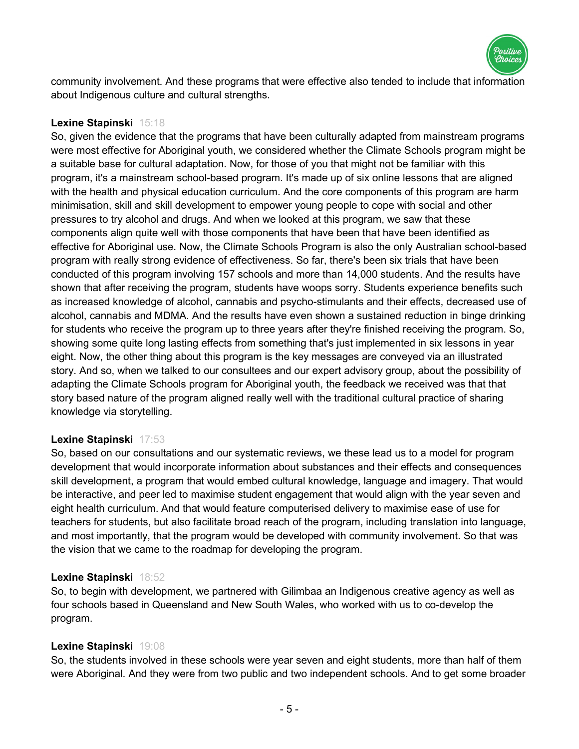community involvement. And these programs that were effective also tended to include that information about Indigenous culture and cultural strengths.

**Lexine Stapinski** 15:18
So, given the evidence that the programs that have been culturally adapted from mainstream programs were most effective for Aboriginal youth, we considered whether the Climate Schools program might be a suitable base for cultural adaptation. Now, for those of you that might not be familiar with this program, it's a mainstream school-based program. It's made up of six online lessons that are aligned with the health and physical education curriculum. And the core components of this program are harm minimisation, skill and skill development to empower young people to cope with social and other pressures to try alcohol and drugs. And when we looked at this program, we saw that these components align quite well with those components that have been that have been identified as effective for Aboriginal use. Now, the Climate Schools Program is also the only Australian school-based program with really strong evidence of effectiveness. So far, there's been six trials that have been conducted of this program involving 157 schools and more than 14,000 students. And the results have shown that after receiving the program, students have woops sorry. Students experience benefits such as increased knowledge of alcohol, cannabis and psycho-stimulants and their effects, decreased use of alcohol, cannabis and MDMA. And the results have even shown a sustained reduction in binge drinking for students who receive the program up to three years after they're finished receiving the program. So, showing some quite long lasting effects from something that's just implemented in six lessons in year eight. Now, the other thing about this program is the key messages are conveyed via an illustrated story. And so, when we talked to our consultees and our expert advisory group, about the possibility of adapting the Climate Schools program for Aboriginal youth, the feedback we received was that that story based nature of the program aligned really well with the traditional cultural practice of sharing knowledge via storytelling.

**Lexine Stapinski** 17:53
So, based on our consultations and our systematic reviews, we these lead us to a model for program development that would incorporate information about substances and their effects and consequences skill development, a program that would embed cultural knowledge, language and imagery. That would be interactive, and peer led to maximise student engagement that would align with the year seven and eight health curriculum. And that would feature computerised delivery to maximise ease of use for teachers for students, but also facilitate broad reach of the program, including translation into language, and most importantly, that the program would be developed with community involvement. So that was the vision that we came to the roadmap for developing the program.

**Lexine Stapinski** 18:52
So, to begin with development, we partnered with Gilimbaa an Indigenous creative agency as well as four schools based in Queensland and New South Wales, who worked with us to co-develop the program.

**Lexine Stapinski** 19:08
So, the students involved in these schools were year seven and eight students, more than half of them were Aboriginal. And they were from two public and two independent schools. And to get some broader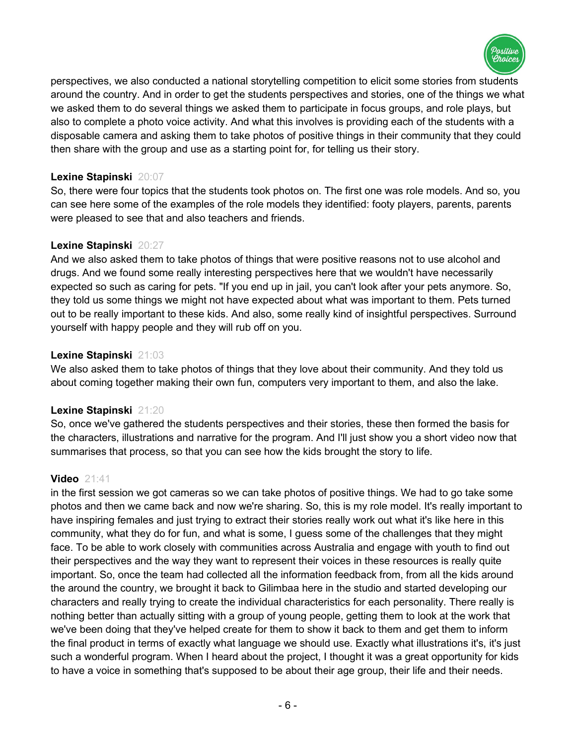perspectives, we also conducted a national storytelling competition to elicit some stories from students around the country. And in order to get the students perspectives and stories, one of the things we what we asked them to do several things we asked them to participate in focus groups, and role plays, but also to complete a photo voice activity. And what this involves is providing each of the students with a disposable camera and asking them to take photos of positive things in their community that they could then share with the group and use as a starting point for, for telling us their story.

**Lexine Stapinski** 20:07
So, there were four topics that the students took photos on. The first one was role models. And so, you can see here some of the examples of the role models they identified: footy players, parents, parents were pleased to see that and also teachers and friends.

**Lexine Stapinski** 20:27
And we also asked them to take photos of things that were positive reasons not to use alcohol and drugs. And we found some really interesting perspectives here that we wouldn't have necessarily expected so such as caring for pets. "If you end up in jail, you can't look after your pets anymore. So, they told us some things we might not have expected about what was important to them. Pets turned out to be really important to these kids. And also, some really kind of insightful perspectives. Surround yourself with happy people and they will rub off on you.

**Lexine Stapinski** 21:03
We also asked them to take photos of things that they love about their community. And they told us about coming together making their own fun, computers very important to them, and also the lake.

**Lexine Stapinski** 21:20
So, once we've gathered the students perspectives and their stories, these then formed the basis for the characters, illustrations and narrative for the program. And I'll just show you a short video now that summarises that process, so that you can see how the kids brought the story to life.

**Video** 21:41
in the first session we got cameras so we can take photos of positive things. We had to go take some photos and then we came back and now we're sharing. So, this is my role model. It's really important to have inspiring females and just trying to extract their stories really work out what it's like here in this community, what they do for fun, and what is some, I guess some of the challenges that they might face. To be able to work closely with communities across Australia and engage with youth to find out their perspectives and the way they want to represent their voices in these resources is really quite important. So, once the team had collected all the information feedback from, from all the kids around the around the country, we brought it back to Gilimbaa here in the studio and started developing our characters and really trying to create the individual characteristics for each personality. There really is nothing better than actually sitting with a group of young people, getting them to look at the work that we've been doing that they've helped create for them to show it back to them and get them to inform the final product in terms of exactly what language we should use. Exactly what illustrations it's, it's just such a wonderful program. When I heard about the project, I thought it was a great opportunity for kids to have a voice in something that's supposed to be about their age group, their life and their needs.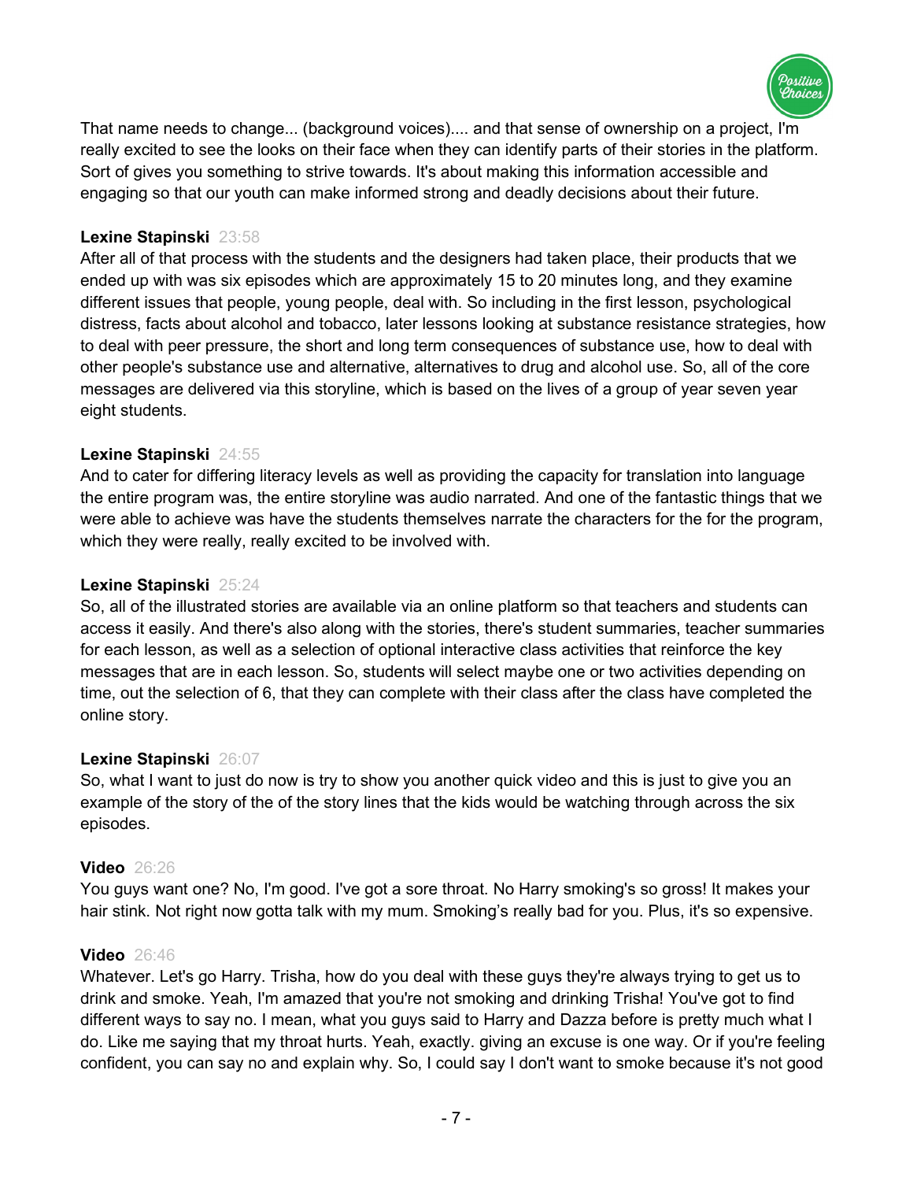That name needs to change... (background voices).... and that sense of ownership on a project, I'm really excited to see the looks on their face when they can identify parts of their stories in the platform. Sort of gives you something to strive towards. It's about making this information accessible and engaging so that our youth can make informed strong and deadly decisions about their future.

**Lexine Stapinski** 23:58
After all of that process with the students and the designers had taken place, their products that we ended up with was six episodes which are approximately 15 to 20 minutes long, and they examine different issues that people, young people, deal with. So including in the first lesson, psychological distress, facts about alcohol and tobacco, later lessons looking at substance resistance strategies, how to deal with peer pressure, the short and long term consequences of substance use, how to deal with other people's substance use and alternative, alternatives to drug and alcohol use. So, all of the core messages are delivered via this storyline, which is based on the lives of a group of year seven year eight students.

**Lexine Stapinski** 24:55
And to cater for differing literacy levels as well as providing the capacity for translation into language the entire program was, the entire storyline was audio narrated. And one of the fantastic things that we were able to achieve was have the students themselves narrate the characters for the for the program, which they were really, really excited to be involved with.

**Lexine Stapinski** 25:24
So, all of the illustrated stories are available via an online platform so that teachers and students can access it easily. And there's also along with the stories, there's student summaries, teacher summaries for each lesson, as well as a selection of optional interactive class activities that reinforce the key messages that are in each lesson. So, students will select maybe one or two activities depending on time, out the selection of 6, that they can complete with their class after the class have completed the online story.

**Lexine Stapinski** 26:07
So, what I want to just do now is try to show you another quick video and this is just to give you an example of the story of the of the story lines that the kids would be watching through across the six episodes.

**Video** 26:26
You guys want one? No, I'm good. I've got a sore throat. No Harry smoking's so gross! It makes your hair stink. Not right now gotta talk with my mum. Smoking's really bad for you. Plus, it's so expensive.

**Video** 26:46
Whatever. Let's go Harry. Trisha, how do you deal with these guys they're always trying to get us to drink and smoke. Yeah, I'm amazed that you're not smoking and drinking Trisha! You've got to find different ways to say no. I mean, what you guys said to Harry and Dazza before is pretty much what I do. Like me saying that my throat hurts. Yeah, exactly. giving an excuse is one way. Or if you're feeling confident, you can say no and explain why. So, I could say I don't want to smoke because it's not good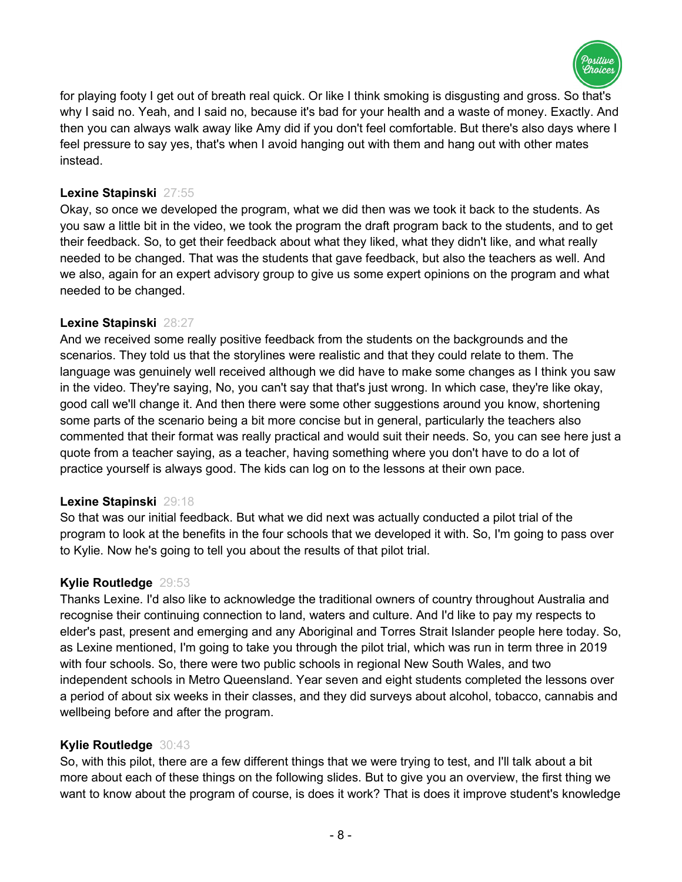for playing footy I get out of breath real quick. Or like I think smoking is disgusting and gross. So that's why I said no. Yeah, and I said no, because it's bad for your health and a waste of money. Exactly. And then you can always walk away like Amy did if you don't feel comfortable. But there's also days where I feel pressure to say yes, that's when I avoid hanging out with them and hang out with other mates instead.

**Lexine Stapinski** 27:55

Okay, so once we developed the program, what we did then was we took it back to the students. As you saw a little bit in the video, we took the program the draft program back to the students, and to get their feedback. So, to get their feedback about what they liked, what they didn't like, and what really needed to be changed. That was the students that gave feedback, but also the teachers as well. And we also, again for an expert advisory group to give us some expert opinions on the program and what needed to be changed.

**Lexine Stapinski** 28:27

And we received some really positive feedback from the students on the backgrounds and the scenarios. They told us that the storylines were realistic and that they could relate to them. The language was genuinely well received although we did have to make some changes as I think you saw in the video. They're saying, No, you can't say that that's just wrong. In which case, they're like okay, good call we'll change it. And then there were some other suggestions around you know, shortening some parts of the scenario being a bit more concise but in general, particularly the teachers also commented that their format was really practical and would suit their needs. So, you can see here just a quote from a teacher saying, as a teacher, having something where you don't have to do a lot of practice yourself is always good. The kids can log on to the lessons at their own pace.

**Lexine Stapinski** 29:18

So that was our initial feedback. But what we did next was actually conducted a pilot trial of the program to look at the benefits in the four schools that we developed it with. So, I'm going to pass over to Kylie. Now he's going to tell you about the results of that pilot trial.

**Kylie Routledge** 29:53

Thanks Lexine. I'd also like to acknowledge the traditional owners of country throughout Australia and recognise their continuing connection to land, waters and culture. And I'd like to pay my respects to elder's past, present and emerging and any Aboriginal and Torres Strait Islander people here today. So, as Lexine mentioned, I'm going to take you through the pilot trial, which was run in term three in 2019 with four schools. So, there were two public schools in regional New South Wales, and two independent schools in Metro Queensland. Year seven and eight students completed the lessons over a period of about six weeks in their classes, and they did surveys about alcohol, tobacco, cannabis and wellbeing before and after the program.

**Kylie Routledge** 30:43

So, with this pilot, there are a few different things that we were trying to test, and I'll talk about a bit more about each of these things on the following slides. But to give you an overview, the first thing we want to know about the program of course, is does it work? That is does it improve student's knowledge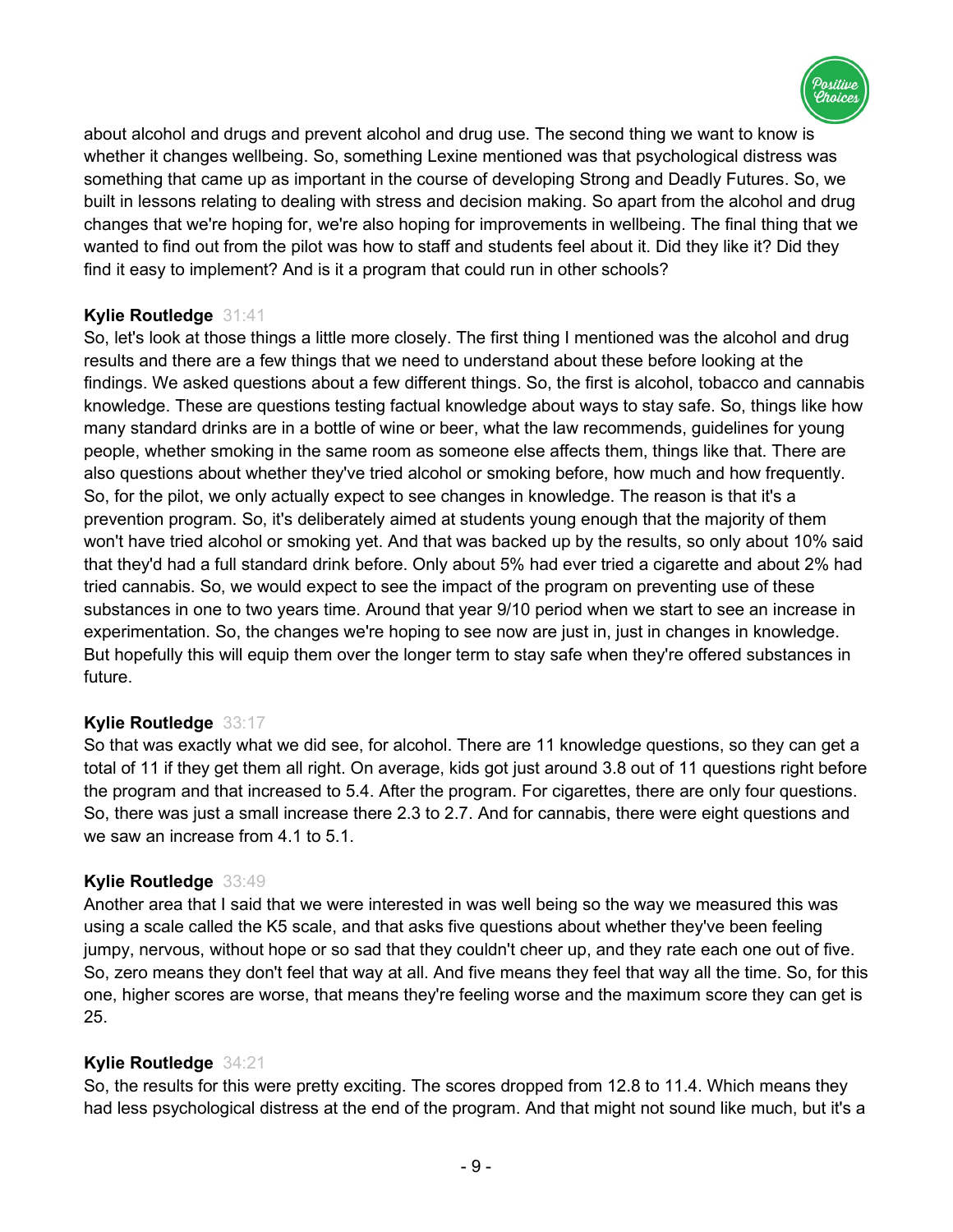about alcohol and drugs and prevent alcohol and drug use. The second thing we want to know is whether it changes wellbeing. So, something Lexine mentioned was that psychological distress was something that came up as important in the course of developing Strong and Deadly Futures. So, we built in lessons relating to dealing with stress and decision making. So apart from the alcohol and drug changes that we're hoping for, we're also hoping for improvements in wellbeing. The final thing that we wanted to find out from the pilot was how to staff and students feel about it. Did they like it? Did they find it easy to implement? And is it a program that could run in other schools?

**Kylie Routledge** 31:41
So, let's look at those things a little more closely. The first thing I mentioned was the alcohol and drug results and there are a few things that we need to understand about these before looking at the findings. We asked questions about a few different things. So, the first is alcohol, tobacco and cannabis knowledge. These are questions testing factual knowledge about ways to stay safe. So, things like how many standard drinks are in a bottle of wine or beer, what the law recommends, guidelines for young people, whether smoking in the same room as someone else affects them, things like that. There are also questions about whether they've tried alcohol or smoking before, how much and how frequently. So, for the pilot, we only actually expect to see changes in knowledge. The reason is that it's a prevention program. So, it's deliberately aimed at students young enough that the majority of them won't have tried alcohol or smoking yet. And that was backed up by the results, so only about 10% said that they'd had a full standard drink before. Only about 5% had ever tried a cigarette and about 2% had tried cannabis. So, we would expect to see the impact of the program on preventing use of these substances in one to two years time. Around that year 9/10 period when we start to see an increase in experimentation. So, the changes we're hoping to see now are just in, just in changes in knowledge. But hopefully this will equip them over the longer term to stay safe when they're offered substances in future.

**Kylie Routledge** 33:17
So that was exactly what we did see, for alcohol. There are 11 knowledge questions, so they can get a total of 11 if they get them all right. On average, kids got just around 3.8 out of 11 questions right before the program and that increased to 5.4. After the program. For cigarettes, there are only four questions. So, there was just a small increase there 2.3 to 2.7. And for cannabis, there were eight questions and we saw an increase from 4.1 to 5.1.

**Kylie Routledge** 33:49
Another area that I said that we were interested in was well being so the way we measured this was using a scale called the K5 scale, and that asks five questions about whether they've been feeling jumpy, nervous, without hope or so sad that they couldn't cheer up, and they rate each one out of five. So, zero means they don't feel that way at all. And five means they feel that way all the time. So, for this one, higher scores are worse, that means they're feeling worse and the maximum score they can get is 25.

**Kylie Routledge** 34:21
So, the results for this were pretty exciting. The scores dropped from 12.8 to 11.4. Which means they had less psychological distress at the end of the program. And that might not sound like much, but it's a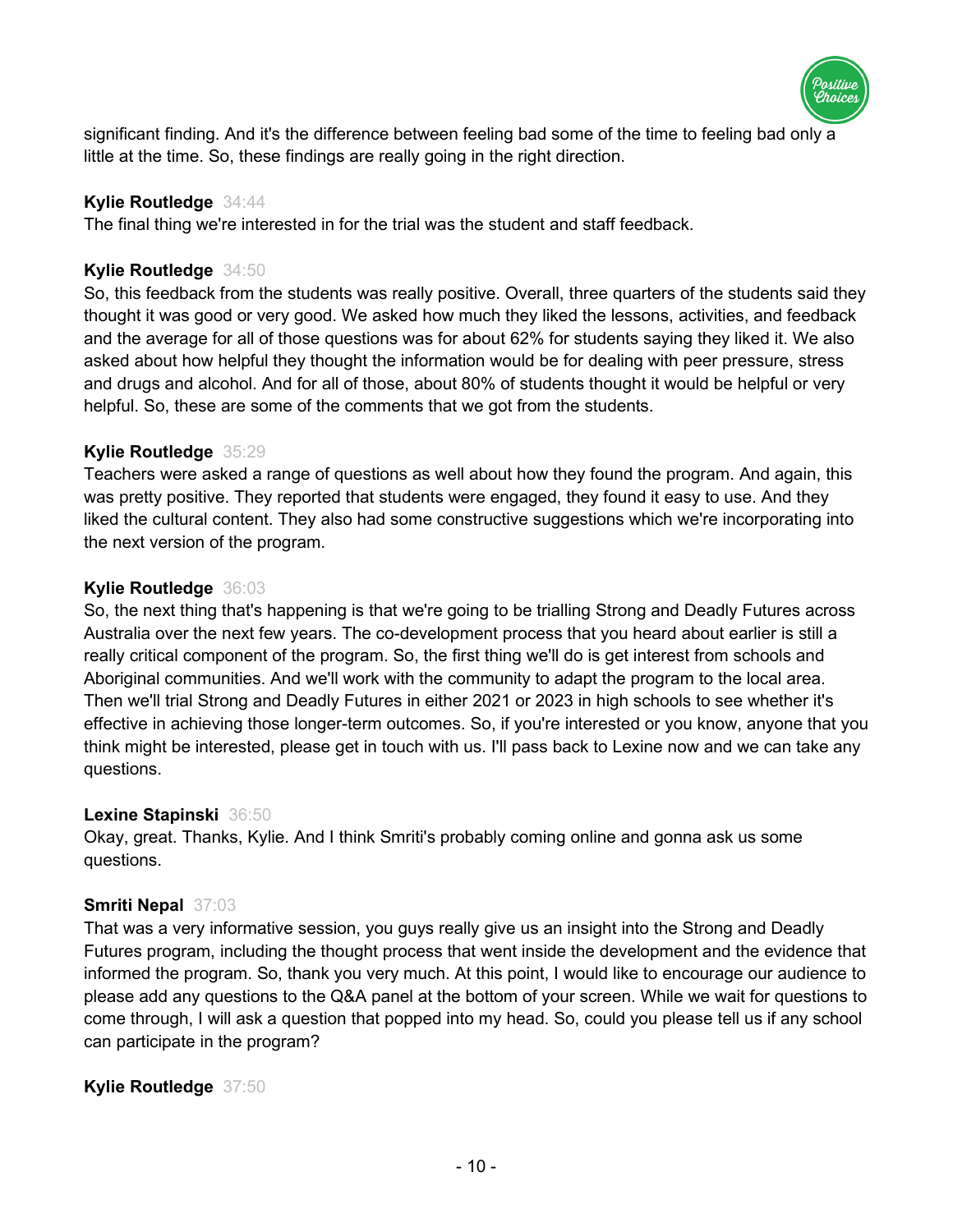significant finding. And it's the difference between feeling bad some of the time to feeling bad only a little at the time. So, these findings are really going in the right direction.

**Kylie Routledge** 34:44
The final thing we're interested in for the trial was the student and staff feedback.

**Kylie Routledge** 34:50
So, this feedback from the students was really positive. Overall, three quarters of the students said they thought it was good or very good. We asked how much they liked the lessons, activities, and feedback and the average for all of those questions was for about 62% for students saying they liked it. We also asked about how helpful they thought the information would be for dealing with peer pressure, stress and drugs and alcohol. And for all of those, about 80% of students thought it would be helpful or very helpful. So, these are some of the comments that we got from the students.

**Kylie Routledge** 35:29
Teachers were asked a range of questions as well about how they found the program. And again, this was pretty positive. They reported that students were engaged, they found it easy to use. And they liked the cultural content. They also had some constructive suggestions which we're incorporating into the next version of the program.

**Kylie Routledge** 36:03
So, the next thing that's happening is that we're going to be trialling Strong and Deadly Futures across Australia over the next few years. The co-development process that you heard about earlier is still a really critical component of the program. So, the first thing we'll do is get interest from schools and Aboriginal communities. And we'll work with the community to adapt the program to the local area. Then we'll trial Strong and Deadly Futures in either 2021 or 2023 in high schools to see whether it's effective in achieving those longer-term outcomes. So, if you're interested or you know, anyone that you think might be interested, please get in touch with us. I'll pass back to Lexine now and we can take any questions.

**Lexine Stapinski** 36:50
Okay, great. Thanks, Kylie. And I think Smriti's probably coming online and gonna ask us some questions.

**Smriti Nepal** 37:03
That was a very informative session, you guys really give us an insight into the Strong and Deadly Futures program, including the thought process that went inside the development and the evidence that informed the program. So, thank you very much. At this point, I would like to encourage our audience to please add any questions to the Q&A panel at the bottom of your screen. While we wait for questions to come through, I will ask a question that popped into my head. So, could you please tell us if any school can participate in the program?

**Kylie Routledge** 37:50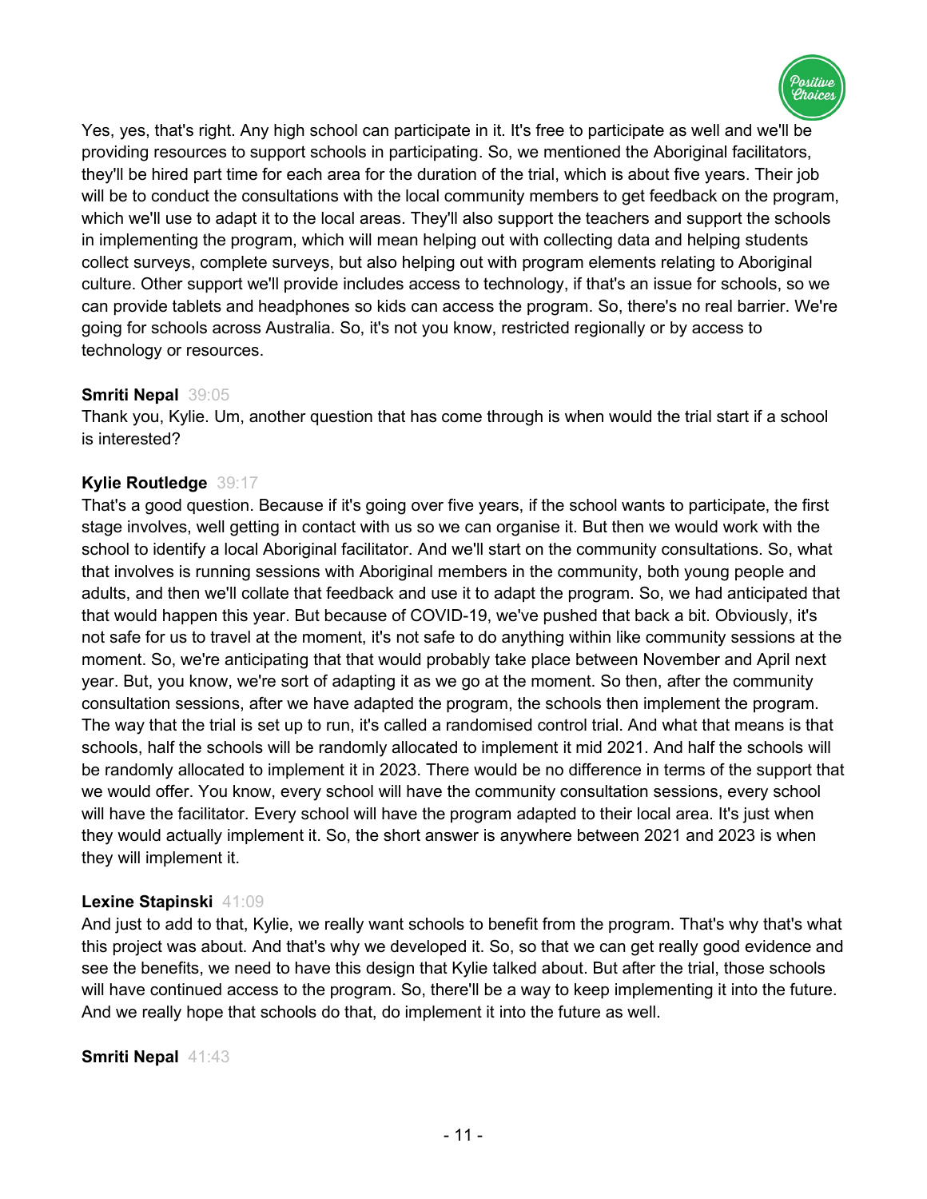Yes, yes, that's right. Any high school can participate in it. It's free to participate as well and we'll be providing resources to support schools in participating. So, we mentioned the Aboriginal facilitators, they'll be hired part time for each area for the duration of the trial, which is about five years. Their job will be to conduct the consultations with the local community members to get feedback on the program, which we'll use to adapt it to the local areas. They'll also support the teachers and support the schools in implementing the program, which will mean helping out with collecting data and helping students collect surveys, complete surveys, but also helping out with program elements relating to Aboriginal culture. Other support we'll provide includes access to technology, if that's an issue for schools, so we can provide tablets and headphones so kids can access the program. So, there's no real barrier. We're going for schools across Australia. So, it's not you know, restricted regionally or by access to technology or resources.

**Smriti Nepal** 39:05
Thank you, Kylie. Um, another question that has come through is when would the trial start if a school is interested?

**Kylie Routledge** 39:17
That's a good question. Because if it's going over five years, if the school wants to participate, the first stage involves, well getting in contact with us so we can organise it. But then we would work with the school to identify a local Aboriginal facilitator. And we'll start on the community consultations. So, what that involves is running sessions with Aboriginal members in the community, both young people and adults, and then we'll collate that feedback and use it to adapt the program. So, we had anticipated that that would happen this year. But because of COVID-19, we've pushed that back a bit. Obviously, it's not safe for us to travel at the moment, it's not safe to do anything within like community sessions at the moment. So, we're anticipating that that would probably take place between November and April next year. But, you know, we're sort of adapting it as we go at the moment. So then, after the community consultation sessions, after we have adapted the program, the schools then implement the program. The way that the trial is set up to run, it's called a randomised control trial. And what that means is that schools, half the schools will be randomly allocated to implement it mid 2021. And half the schools will be randomly allocated to implement it in 2023. There would be no difference in terms of the support that we would offer. You know, every school will have the community consultation sessions, every school will have the facilitator. Every school will have the program adapted to their local area. It's just when they would actually implement it. So, the short answer is anywhere between 2021 and 2023 is when they will implement it.

**Lexine Stapinski** 41:09
And just to add to that, Kylie, we really want schools to benefit from the program. That's why that's what this project was about. And that's why we developed it. So, so that we can get really good evidence and see the benefits, we need to have this design that Kylie talked about. But after the trial, those schools will have continued access to the program. So, there'll be a way to keep implementing it into the future. And we really hope that schools do that, do implement it into the future as well.

**Smriti Nepal** 41:43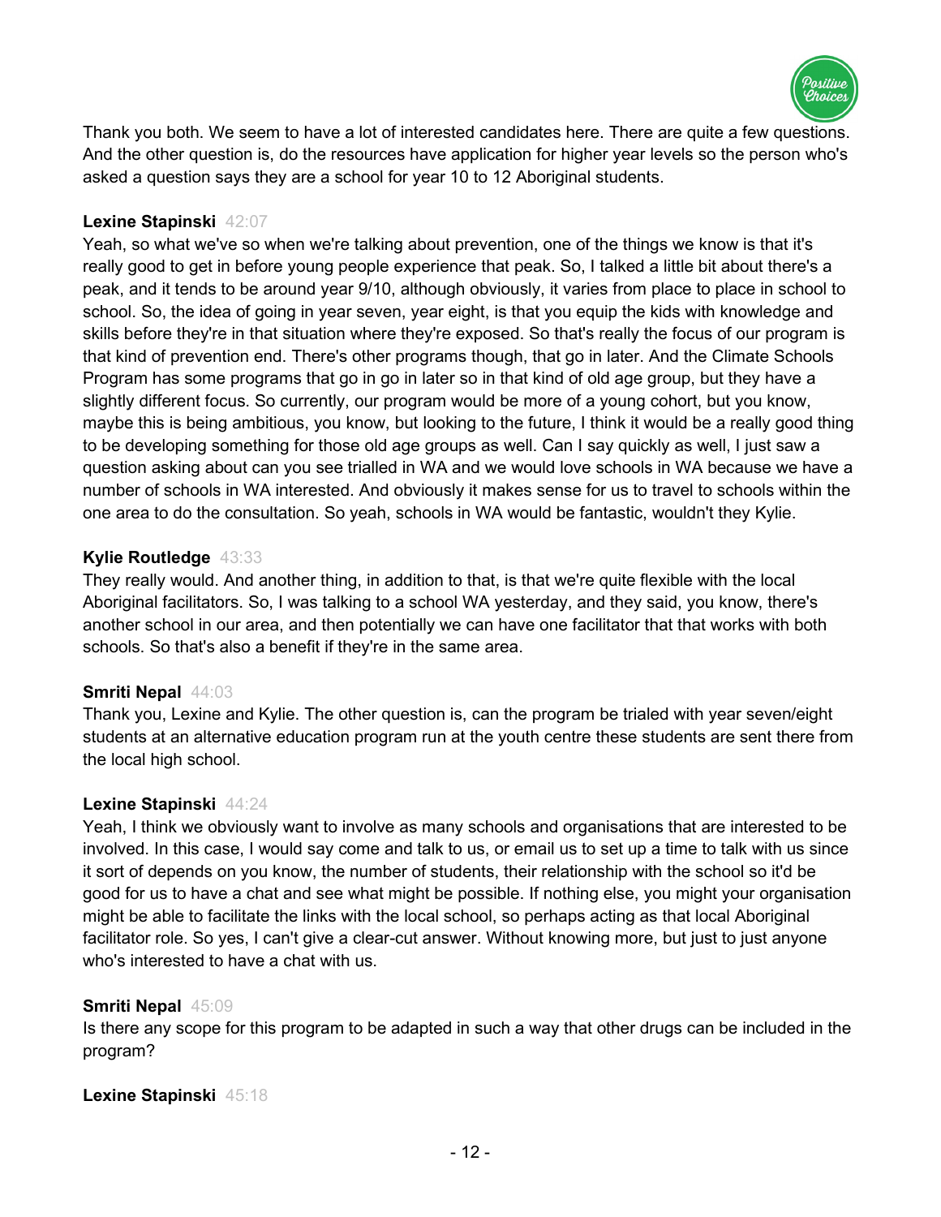Thank you both. We seem to have a lot of interested candidates here. There are quite a few questions. And the other question is, do the resources have application for higher year levels so the person who's asked a question says they are a school for year 10 to 12 Aboriginal students.

**Lexine Stapinski** 42:07
Yeah, so what we've so when we're talking about prevention, one of the things we know is that it's really good to get in before young people experience that peak. So, I talked a little bit about there's a peak, and it tends to be around year 9/10, although obviously, it varies from place to place in school to school. So, the idea of going in year seven, year eight, is that you equip the kids with knowledge and skills before they're in that situation where they're exposed. So that's really the focus of our program is that kind of prevention end. There's other programs though, that go in later. And the Climate Schools Program has some programs that go in go in later so in that kind of old age group, but they have a slightly different focus. So currently, our program would be more of a young cohort, but you know, maybe this is being ambitious, you know, but looking to the future, I think it would be a really good thing to be developing something for those old age groups as well. Can I say quickly as well, I just saw a question asking about can you see trialled in WA and we would love schools in WA because we have a number of schools in WA interested. And obviously it makes sense for us to travel to schools within the one area to do the consultation. So yeah, schools in WA would be fantastic, wouldn't they Kylie.

**Kylie Routledge** 43:33
They really would. And another thing, in addition to that, is that we're quite flexible with the local Aboriginal facilitators. So, I was talking to a school WA yesterday, and they said, you know, there's another school in our area, and then potentially we can have one facilitator that that works with both schools. So that's also a benefit if they're in the same area.

**Smriti Nepal** 44:03
Thank you, Lexine and Kylie. The other question is, can the program be trialed with year seven/eight students at an alternative education program run at the youth centre these students are sent there from the local high school.

**Lexine Stapinski** 44:24
Yeah, I think we obviously want to involve as many schools and organisations that are interested to be involved. In this case, I would say come and talk to us, or email us to set up a time to talk with us since it sort of depends on you know, the number of students, their relationship with the school so it'd be good for us to have a chat and see what might be possible. If nothing else, you might your organisation might be able to facilitate the links with the local school, so perhaps acting as that local Aboriginal facilitator role. So yes, I can't give a clear-cut answer. Without knowing more, but just to just anyone who's interested to have a chat with us.

**Smriti Nepal** 45:09
Is there any scope for this program to be adapted in such a way that other drugs can be included in the program?

**Lexine Stapinski** 45:18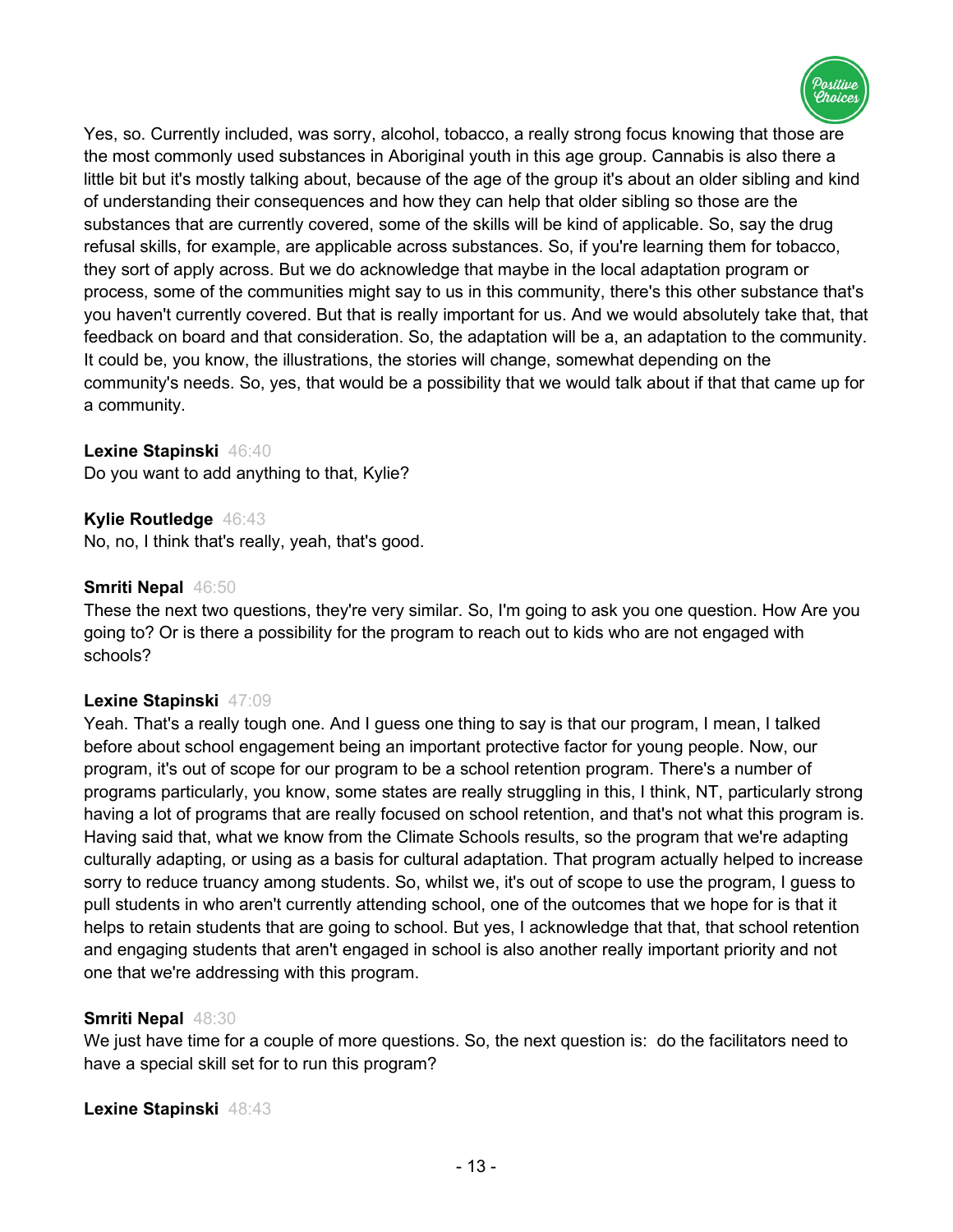Yes, so. Currently included, was sorry, alcohol, tobacco, a really strong focus knowing that those are the most commonly used substances in Aboriginal youth in this age group. Cannabis is also there a little bit but it's mostly talking about, because of the age of the group it's about an older sibling and kind of understanding their consequences and how they can help that older sibling so those are the substances that are currently covered, some of the skills will be kind of applicable. So, say the drug refusal skills, for example, are applicable across substances. So, if you're learning them for tobacco, they sort of apply across. But we do acknowledge that maybe in the local adaptation program or process, some of the communities might say to us in this community, there's this other substance that's you haven't currently covered. But that is really important for us. And we would absolutely take that, that feedback on board and that consideration. So, the adaptation will be a, an adaptation to the community. It could be, you know, the illustrations, the stories will change, somewhat depending on the community's needs. So, yes, that would be a possibility that we would talk about if that that came up for a community.

**Lexine Stapinski** 46:40
Do you want to add anything to that, Kylie?

**Kylie Routledge** 46:43
No, no, I think that's really, yeah, that's good.

**Smriti Nepal** 46:50
These the next two questions, they're very similar. So, I'm going to ask you one question. How Are you going to? Or is there a possibility for the program to reach out to kids who are not engaged with schools?

**Lexine Stapinski** 47:09
Yeah. That's a really tough one. And I guess one thing to say is that our program, I mean, I talked before about school engagement being an important protective factor for young people. Now, our program, it's out of scope for our program to be a school retention program. There's a number of programs particularly, you know, some states are really struggling in this, I think, NT, particularly strong having a lot of programs that are really focused on school retention, and that's not what this program is. Having said that, what we know from the Climate Schools results, so the program that we're adapting culturally adapting, or using as a basis for cultural adaptation. That program actually helped to increase sorry to reduce truancy among students. So, whilst we, it's out of scope to use the program, I guess to pull students in who aren't currently attending school, one of the outcomes that we hope for is that it helps to retain students that are going to school. But yes, I acknowledge that that, that school retention and engaging students that aren't engaged in school is also another really important priority and not one that we're addressing with this program.

**Smriti Nepal** 48:30
We just have time for a couple of more questions. So, the next question is:  do the facilitators need to have a special skill set for to run this program?

**Lexine Stapinski** 48:43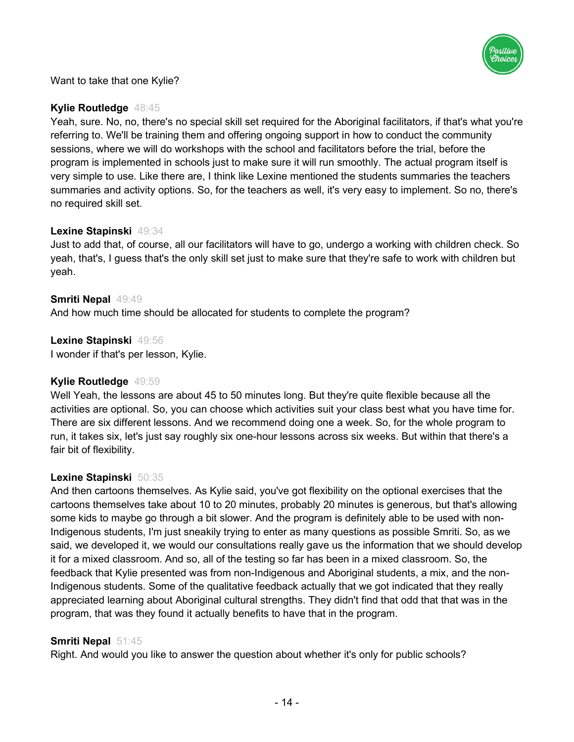Want to take that one Kylie?

**Kylie Routledge** 48:45

Yeah, sure. No, no, there's no special skill set required for the Aboriginal facilitators, if that's what you're referring to. We'll be training them and offering ongoing support in how to conduct the community sessions, where we will do workshops with the school and facilitators before the trial, before the program is implemented in schools just to make sure it will run smoothly. The actual program itself is very simple to use. Like there are, I think like Lexine mentioned the students summaries the teachers summaries and activity options. So, for the teachers as well, it's very easy to implement. So no, there's no required skill set.

**Lexine Stapinski** 49:34

Just to add that, of course, all our facilitators will have to go, undergo a working with children check. So yeah, that's, I guess that's the only skill set just to make sure that they're safe to work with children but yeah.

**Smriti Nepal** 49:49

And how much time should be allocated for students to complete the program?

**Lexine Stapinski** 49:56

I wonder if that's per lesson, Kylie.

**Kylie Routledge** 49:59

Well Yeah, the lessons are about 45 to 50 minutes long. But they're quite flexible because all the activities are optional. So, you can choose which activities suit your class best what you have time for. There are six different lessons. And we recommend doing one a week. So, for the whole program to run, it takes six, let's just say roughly six one-hour lessons across six weeks. But within that there's a fair bit of flexibility.

**Lexine Stapinski** 50:35

And then cartoons themselves. As Kylie said, you've got flexibility on the optional exercises that the cartoons themselves take about 10 to 20 minutes, probably 20 minutes is generous, but that's allowing some kids to maybe go through a bit slower. And the program is definitely able to be used with non-Indigenous students, I'm just sneakily trying to enter as many questions as possible Smriti. So, as we said, we developed it, we would our consultations really gave us the information that we should develop it for a mixed classroom. And so, all of the testing so far has been in a mixed classroom. So, the feedback that Kylie presented was from non-Indigenous and Aboriginal students, a mix, and the non-Indigenous students. Some of the qualitative feedback actually that we got indicated that they really appreciated learning about Aboriginal cultural strengths. They didn't find that odd that that was in the program, that was they found it actually benefits to have that in the program.

**Smriti Nepal** 51:45

Right. And would you like to answer the question about whether it's only for public schools?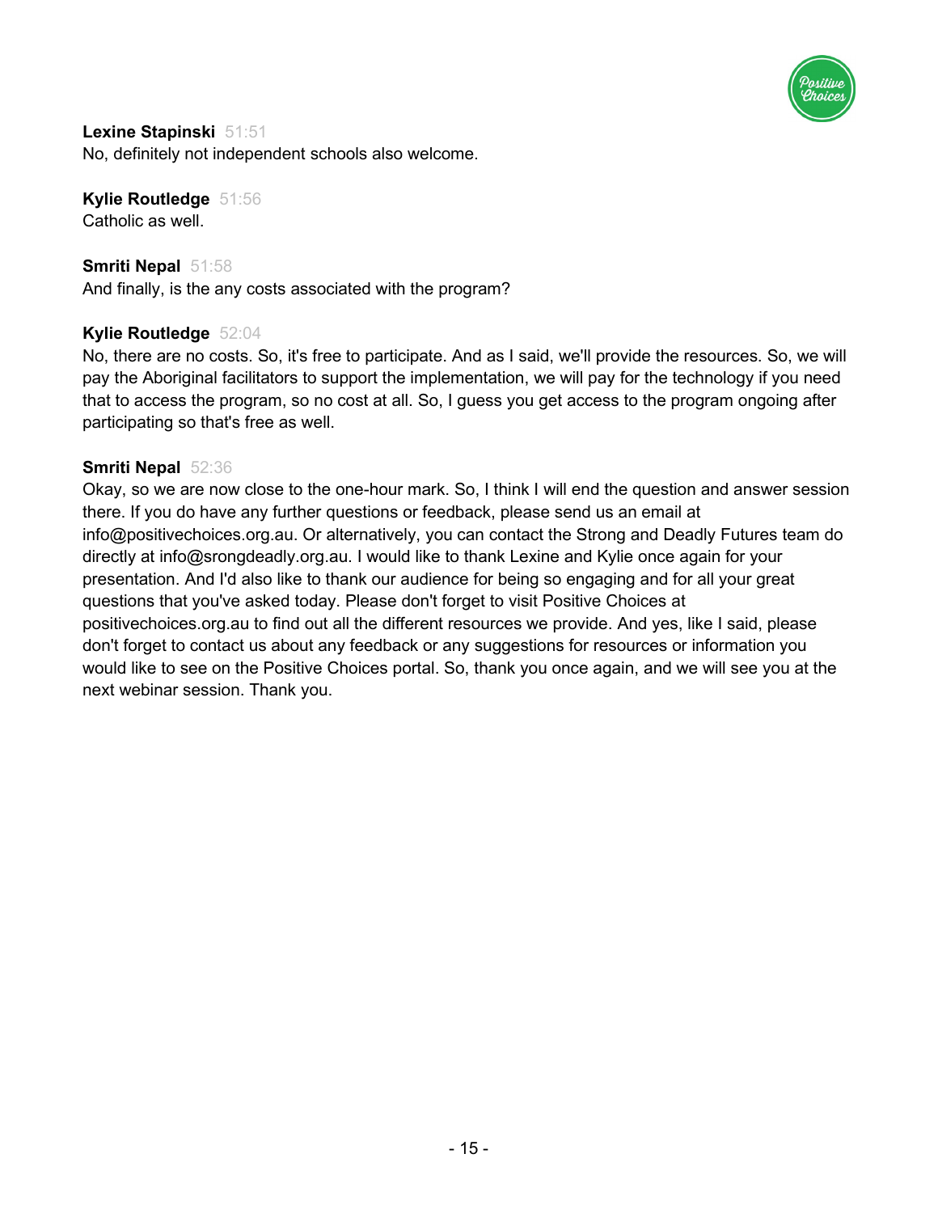**Lexine Stapinski** 51:51
No, definitely not independent schools also welcome.

**Kylie Routledge** 51:56
Catholic as well.

**Smriti Nepal** 51:58
And finally, is the any costs associated with the program?

**Kylie Routledge** 52:04
No, there are no costs. So, it's free to participate. And as I said, we'll provide the resources. So, we will pay the Aboriginal facilitators to support the implementation, we will pay for the technology if you need that to access the program, so no cost at all. So, I guess you get access to the program ongoing after participating so that's free as well.

**Smriti Nepal** 52:36
Okay, so we are now close to the one-hour mark. So, I think I will end the question and answer session there. If you do have any further questions or feedback, please send us an email at info@positivechoices.org.au. Or alternatively, you can contact the Strong and Deadly Futures team do directly at info@srongdeadly.org.au. I would like to thank Lexine and Kylie once again for your presentation. And I'd also like to thank our audience for being so engaging and for all your great questions that you've asked today. Please don't forget to visit Positive Choices at positivechoices.org.au to find out all the different resources we provide. And yes, like I said, please don't forget to contact us about any feedback or any suggestions for resources or information you would like to see on the Positive Choices portal. So, thank you once again, and we will see you at the next webinar session. Thank you.